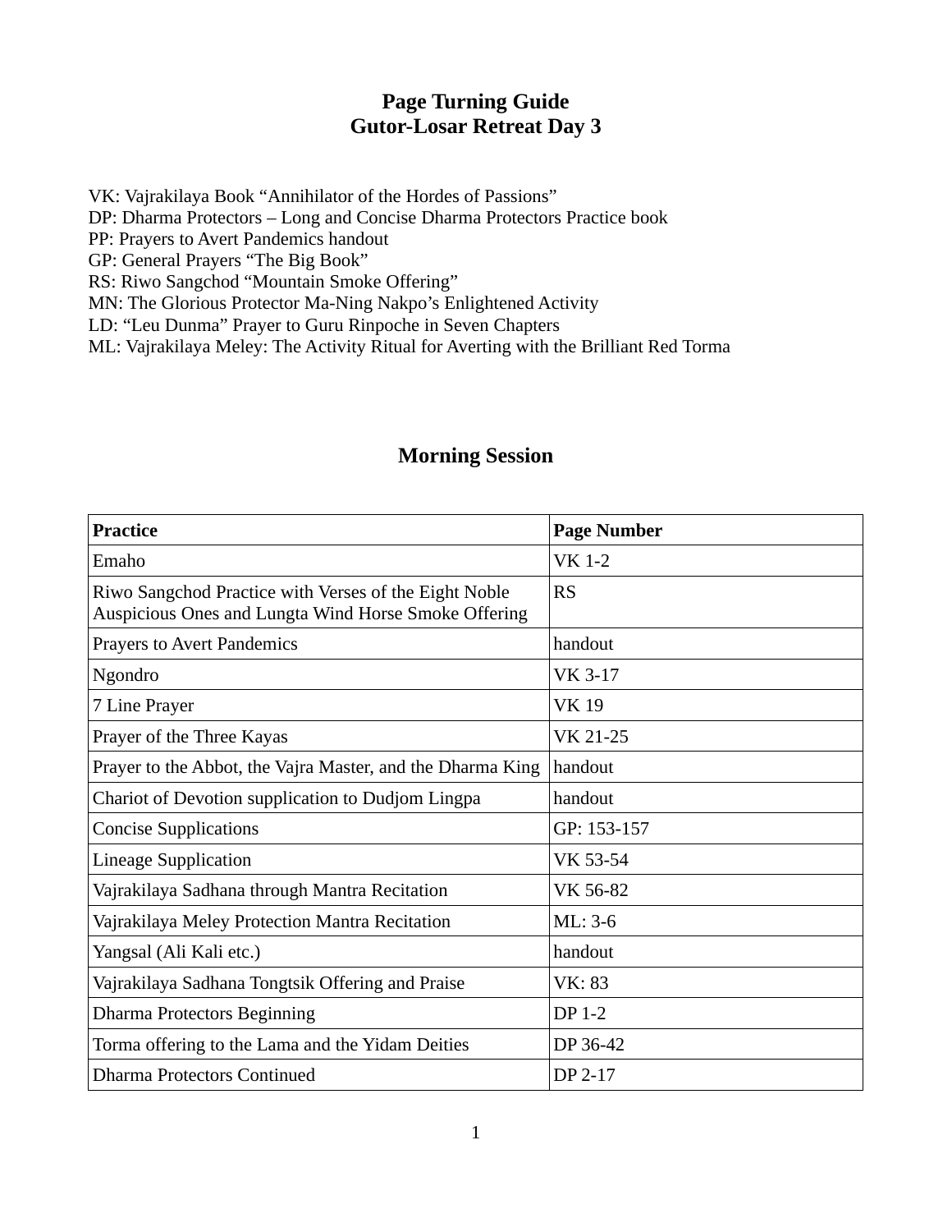# Page Turning Guide
# Gutor-Losar Retreat Day 3

VK: Vajrakilaya Book "Annihilator of the Hordes of Passions"
DP: Dharma Protectors – Long and Concise Dharma Protectors Practice book
PP: Prayers to Avert Pandemics handout
GP: General Prayers "The Big Book"
RS: Riwo Sangchod "Mountain Smoke Offering"
MN: The Glorious Protector Ma-Ning Nakpo's Enlightened Activity
LD: "Leu Dunma" Prayer to Guru Rinpoche in Seven Chapters
ML: Vajrakilaya Meley: The Activity Ritual for Averting with the Brilliant Red Torma

## Morning Session

| Practice | Page Number |
|---|---|
| Emaho | VK 1-2 |
| Riwo Sangchod Practice with Verses of the Eight Noble Auspicious Ones and Lungta Wind Horse Smoke Offering | RS |
| Prayers to Avert Pandemics | handout |
| Ngondro | VK 3-17 |
| 7 Line Prayer | VK 19 |
| Prayer of the Three Kayas | VK 21-25 |
| Prayer to the Abbot, the Vajra Master, and the Dharma King | handout |
| Chariot of Devotion supplication to Dudjom Lingpa | handout |
| Concise Supplications | GP: 153-157 |
| Lineage Supplication | VK 53-54 |
| Vajrakilaya Sadhana through Mantra Recitation | VK 56-82 |
| Vajrakilaya Meley Protection Mantra Recitation | ML: 3-6 |
| Yangsal (Ali Kali etc.) | handout |
| Vajrakilaya Sadhana Tongtsik Offering and Praise | VK: 83 |
| Dharma Protectors Beginning | DP 1-2 |
| Torma offering to the Lama and the Yidam Deities | DP 36-42 |
| Dharma Protectors Continued | DP 2-17 |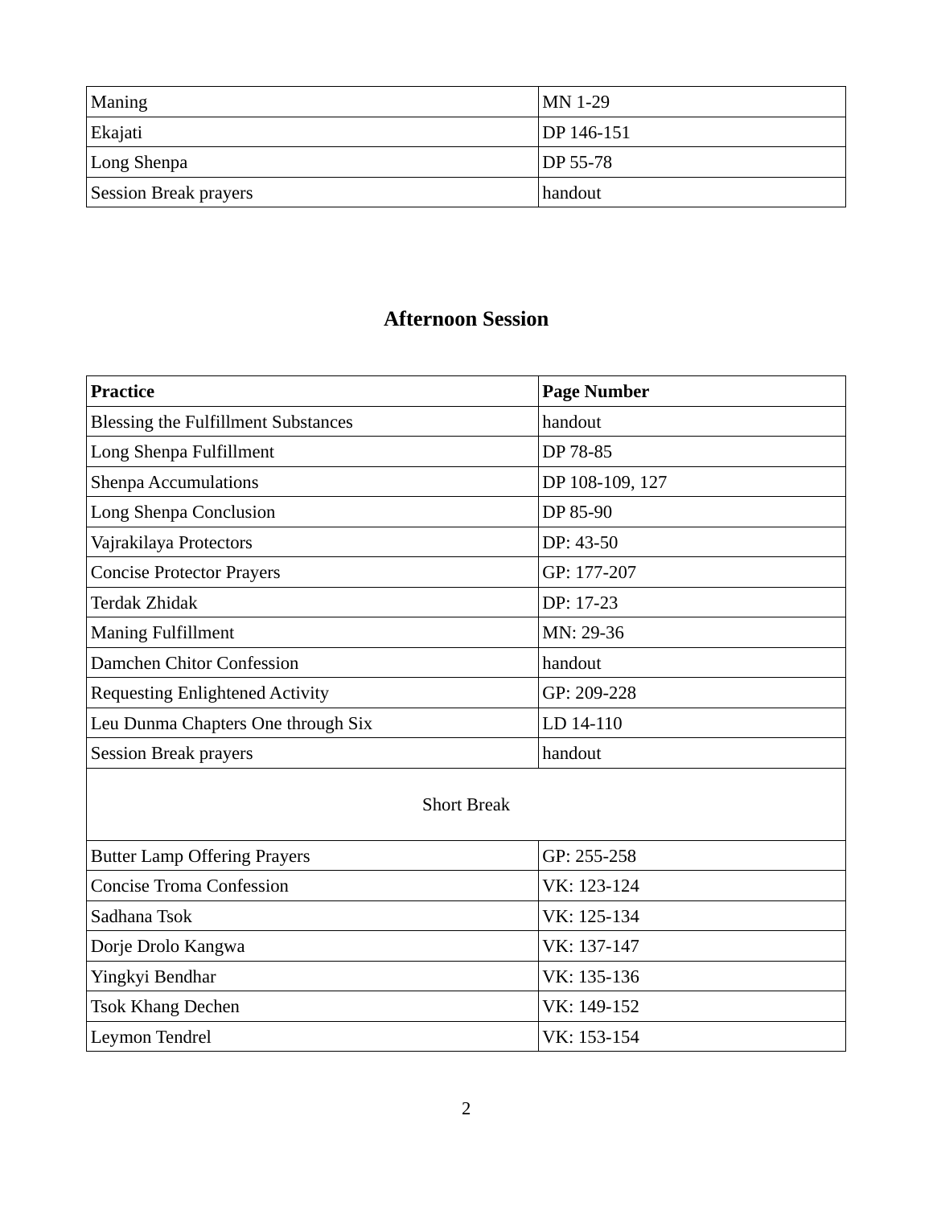| | |
|---|---|
| Maning | MN 1-29 |
| Ekajati | DP 146-151 |
| Long Shenpa | DP 55-78 |
| Session Break prayers | handout |

## Afternoon Session

| Practice | Page Number |
|---|---|
| Blessing the Fulfillment Substances | handout |
| Long Shenpa Fulfillment | DP 78-85 |
| Shenpa Accumulations | DP 108-109, 127 |
| Long Shenpa Conclusion | DP 85-90 |
| Vajrakilaya Protectors | DP: 43-50 |
| Concise Protector Prayers | GP: 177-207 |
| Terdak Zhidak | DP: 17-23 |
| Maning Fulfillment | MN: 29-36 |
| Damchen Chitor Confession | handout |
| Requesting Enlightened Activity | GP: 209-228 |
| Leu Dunma Chapters One through Six | LD 14-110 |
| Session Break prayers | handout |
| Short Break | |
| Butter Lamp Offering Prayers | GP: 255-258 |
| Concise Troma Confession | VK: 123-124 |
| Sadhana Tsok | VK: 125-134 |
| Dorje Drolo Kangwa | VK: 137-147 |
| Yingkyi Bendhar | VK: 135-136 |
| Tsok Khang Dechen | VK: 149-152 |
| Leymon Tendrel | VK: 153-154 |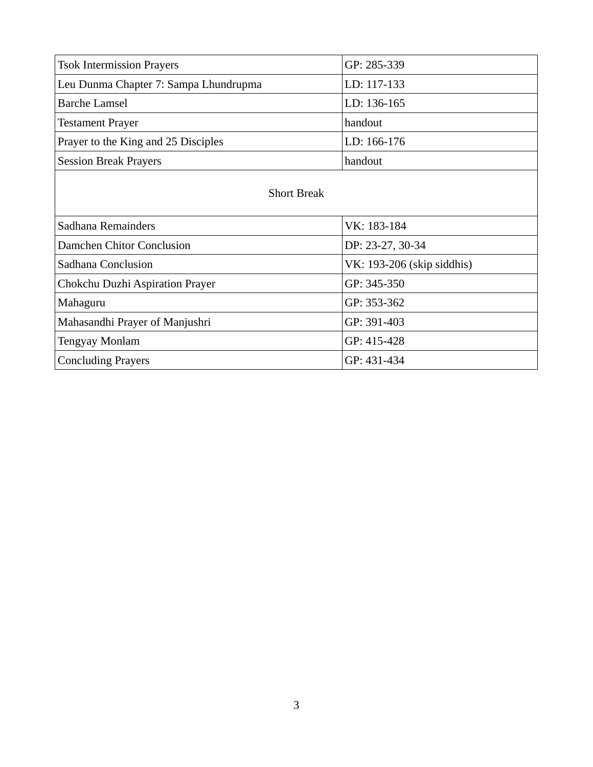| | |
|---|---|
| Tsok Intermission Prayers | GP: 285-339 |
| Leu Dunma Chapter 7: Sampa Lhundrupma | LD: 117-133 |
| Barche Lamsel | LD: 136-165 |
| Testament Prayer | handout |
| Prayer to the King and 25 Disciples | LD: 166-176 |
| Session Break Prayers | handout |
| Short Break | |
| Sadhana Remainders | VK: 183-184 |
| Damchen Chitor Conclusion | DP: 23-27, 30-34 |
| Sadhana Conclusion | VK: 193-206 (skip siddhis) |
| Chokchu Duzhi Aspiration Prayer | GP: 345-350 |
| Mahaguru | GP: 353-362 |
| Mahasandhi Prayer of Manjushri | GP: 391-403 |
| Tengyay Monlam | GP: 415-428 |
| Concluding Prayers | GP: 431-434 |